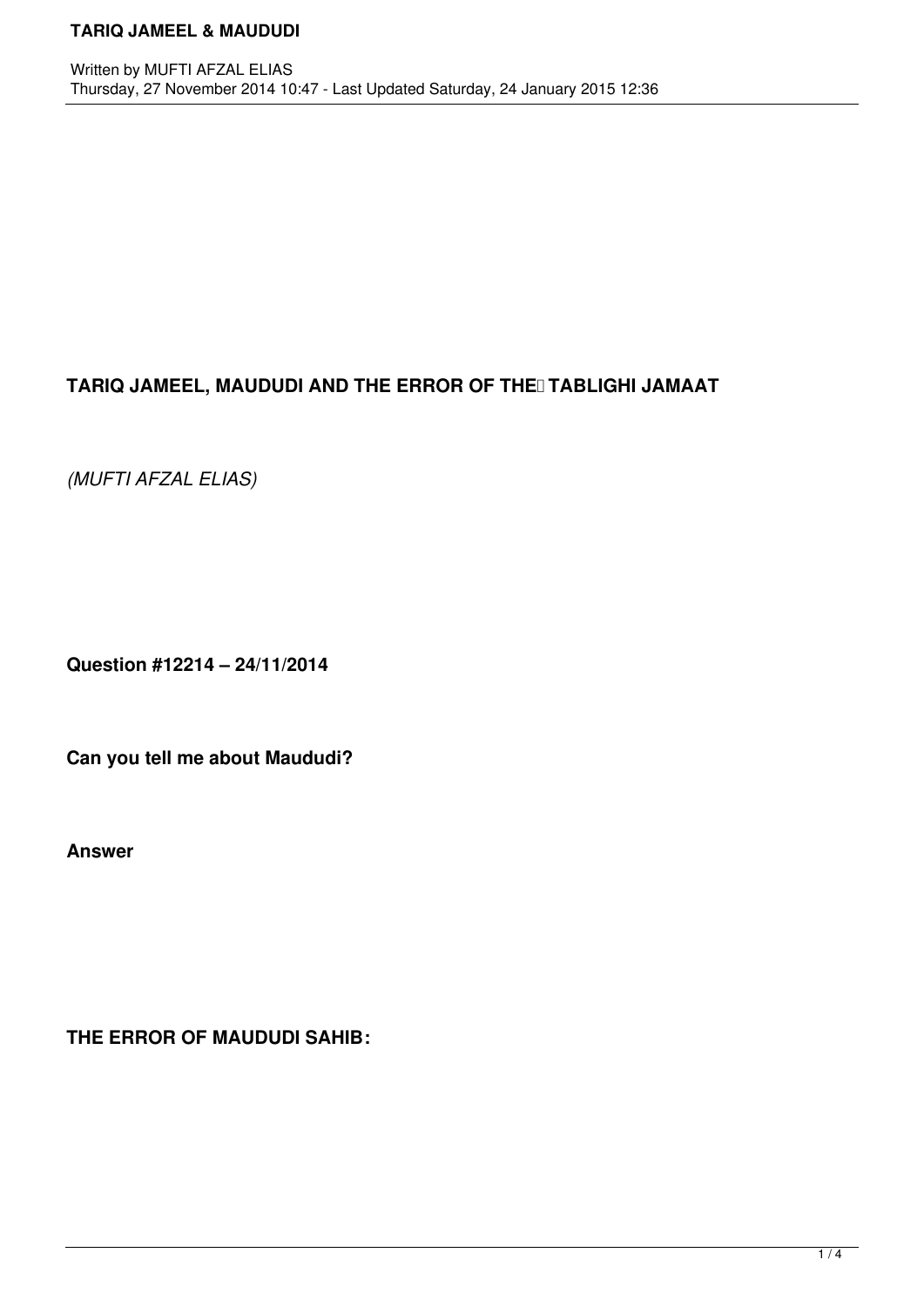# TARIQ JAMEEL, MAUDUDI AND THE ERROR OF THE TABLIGHI JAMAAT

*(MUFTI AFZAL ELIAS)*

**Question #12214 – 24/11/2014**

**Can you tell me about Maududi?**

**Answer**

**THE ERROR OF MAUDUDI SAHIB:**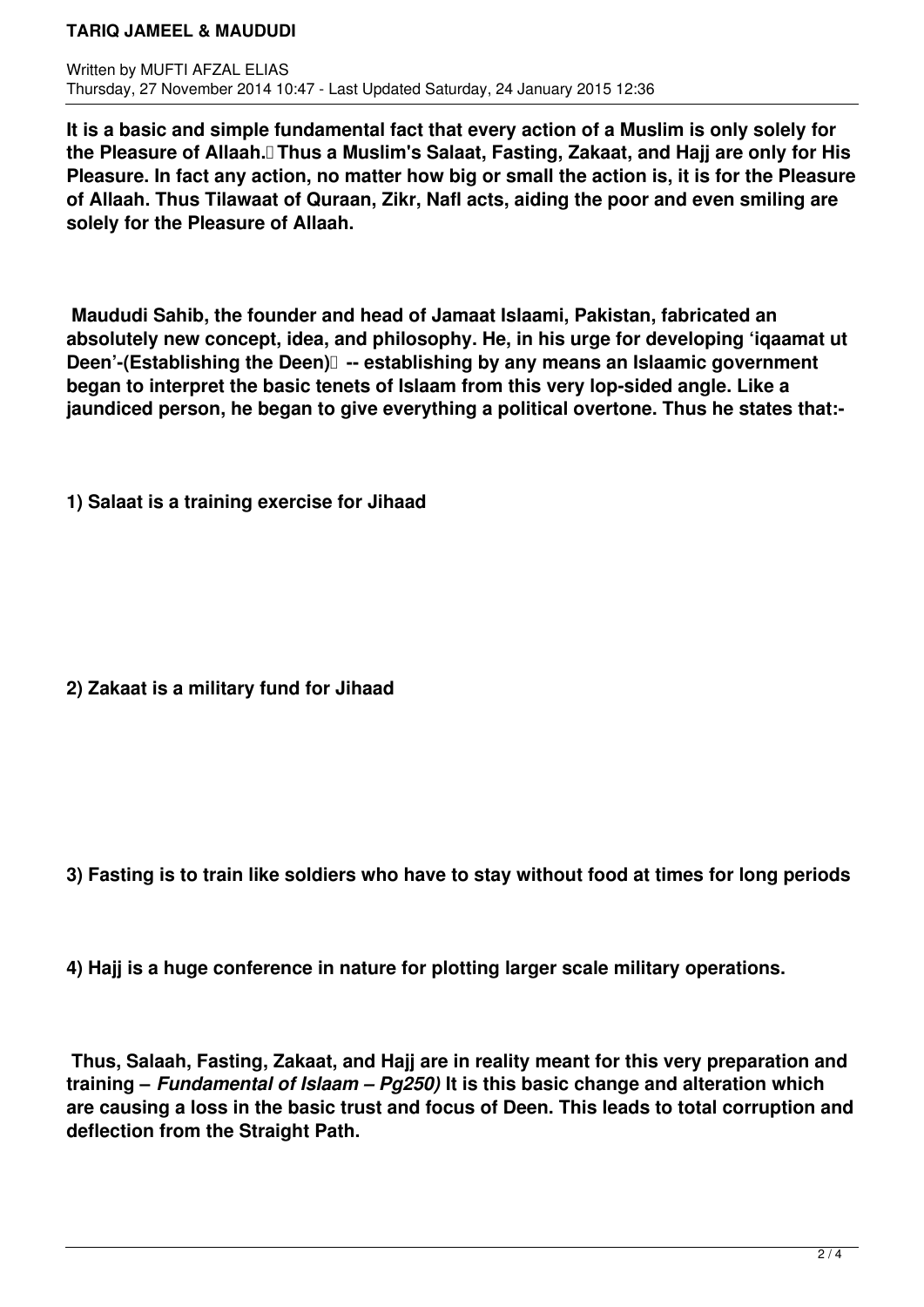**It is a basic and simple fundamental fact that every action of a Muslim is only solely for the Pleasure of Allaah. Thus a Muslim's Salaat, Fasting, Zakaat, and Hajj are only for His Pleasure. In fact any action, no matter how big or small the action is, it is for the Pleasure of Allaah. Thus Tilawaat of Quraan, Zikr, Nafl acts, aiding the poor and even smiling are solely for the Pleasure of Allaah.**

**Maududi Sahib, the founder and head of Jamaat Islaami, Pakistan, fabricated an absolutely new concept, idea, and philosophy. He, in his urge for developing 'iqaamat ut Deen'-(Establishing the Deen) -- establishing by any means an Islaamic government began to interpret the basic tenets of Islaam from this very lop-sided angle. Like a jaundiced person, he began to give everything a political overtone. Thus he states that:-**

**1) Salaat is a training exercise for Jihaad**

**2) Zakaat is a military fund for Jihaad**

**3) Fasting is to train like soldiers who have to stay without food at times for long periods**

**4) Hajj is a huge conference in nature for plotting larger scale military operations.**

**Thus, Salaah, Fasting, Zakaat, and Hajj are in reality meant for this very preparation and training –** ***Fundamental of Islaam – Pg250)*** **It is this basic change and alteration which are causing a loss in the basic trust and focus of Deen. This leads to total corruption and deflection from the Straight Path.**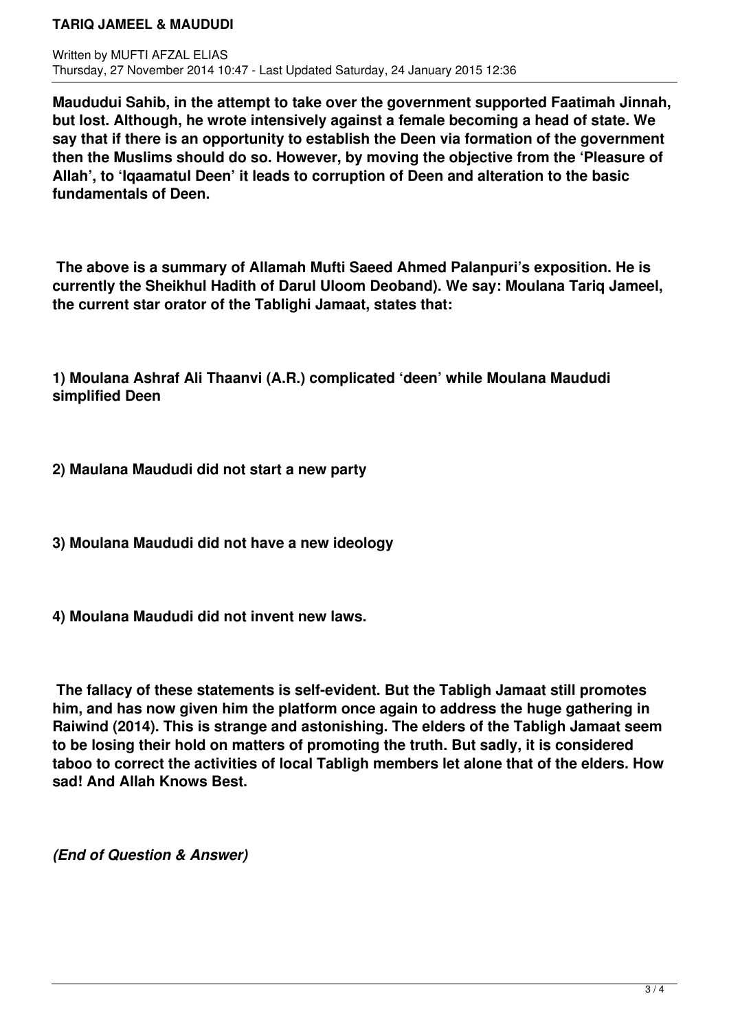**Maududui Sahib, in the attempt to take over the government supported Faatimah Jinnah, but lost. Although, he wrote intensively against a female becoming a head of state. We say that if there is an opportunity to establish the Deen via formation of the government then the Muslims should do so. However, by moving the objective from the 'Pleasure of Allah', to 'Iqaamatul Deen' it leads to corruption of Deen and alteration to the basic fundamentals of Deen.**

**The above is a summary of Allamah Mufti Saeed Ahmed Palanpuri's exposition. He is currently the Sheikhul Hadith of Darul Uloom Deoband). We say: Moulana Tariq Jameel, the current star orator of the Tablighi Jamaat, states that:**

**1) Moulana Ashraf Ali Thaanvi (A.R.) complicated 'deen' while Moulana Maududi simplified Deen**

**2) Maulana Maududi did not start a new party**

**3) Moulana Maududi did not have a new ideology**

**4) Moulana Maududi did not invent new laws.**

**The fallacy of these statements is self-evident. But the Tabligh Jamaat still promotes him, and has now given him the platform once again to address the huge gathering in Raiwind (2014). This is strange and astonishing. The elders of the Tabligh Jamaat seem to be losing their hold on matters of promoting the truth. But sadly, it is considered taboo to correct the activities of local Tabligh members let alone that of the elders. How sad! And Allah Knows Best.**

***(End of Question & Answer)***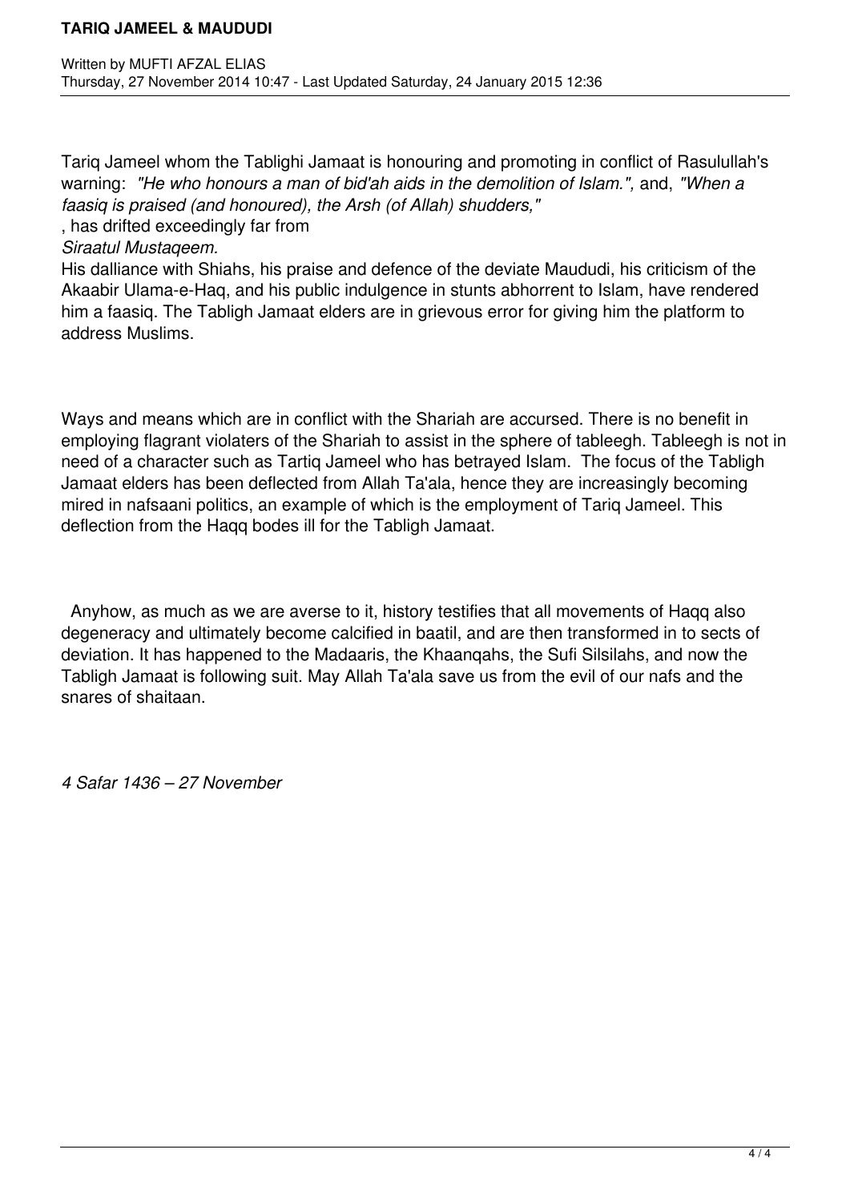Tariq Jameel whom the Tablighi Jamaat is honouring and promoting in conflict of Rasulullah's warning: *"He who honours a man of bid'ah aids in the demolition of Islam.",* and, *"When a faasiq is praised (and honoured), the Arsh (of Allah) shudders,"*
, has drifted exceedingly far from
*Siraatul Mustaqeem.*
His dalliance with Shiahs, his praise and defence of the deviate Maududi, his criticism of the Akaabir Ulama-e-Haq, and his public indulgence in stunts abhorrent to Islam, have rendered him a faasiq. The Tabligh Jamaat elders are in grievous error for giving him the platform to address Muslims.

Ways and means which are in conflict with the Shariah are accursed. There is no benefit in employing flagrant violaters of the Shariah to assist in the sphere of tableegh. Tableegh is not in need of a character such as Tartiq Jameel who has betrayed Islam. The focus of the Tabligh Jamaat elders has been deflected from Allah Ta'ala, hence they are increasingly becoming mired in nafsaani politics, an example of which is the employment of Tariq Jameel. This deflection from the Haqq bodes ill for the Tabligh Jamaat.

Anyhow, as much as we are averse to it, history testifies that all movements of Haqq also degeneracy and ultimately become calcified in baatil, and are then transformed in to sects of deviation. It has happened to the Madaaris, the Khaanqahs, the Sufi Silsilahs, and now the Tabligh Jamaat is following suit. May Allah Ta'ala save us from the evil of our nafs and the snares of shaitaan.

*4 Safar 1436 – 27 November*